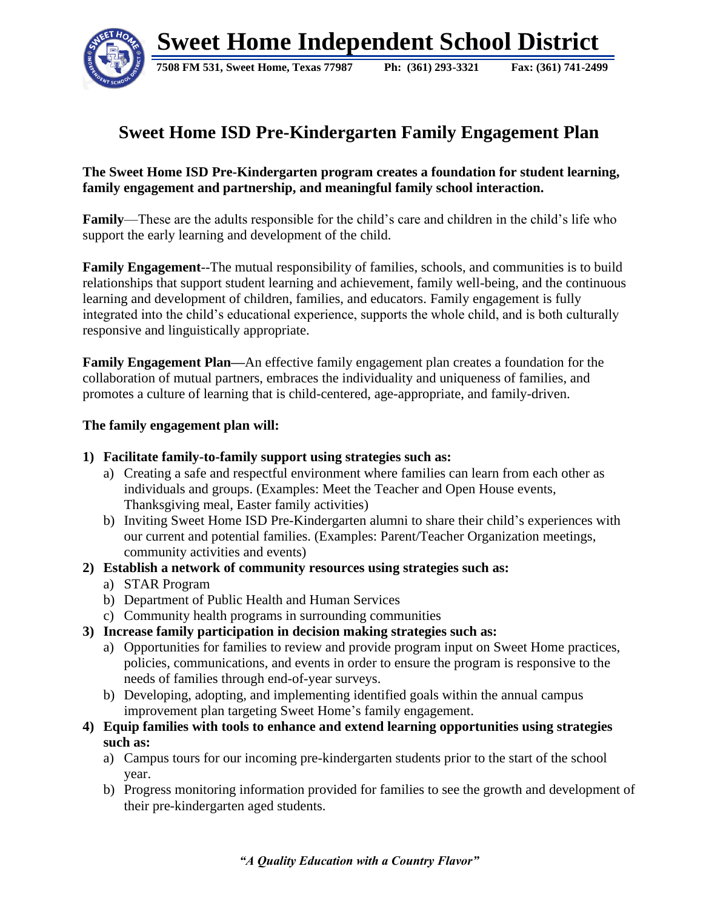# Sweet Home Independent School District

**7508 FM 531, Sweet Home, Texas 77987 Ph: (361) 293-3321 Fax: (361) 741-2499**

## Sweet Home ISD Pre-Kindergarten Family Engagement Plan

**The Sweet Home ISD Pre-Kindergarten program creates a foundation for student learning, family engagement and partnership, and meaningful family school interaction.**

**Family**—These are the adults responsible for the child's care and children in the child's life who support the early learning and development of the child.

**Family Engagement**--The mutual responsibility of families, schools, and communities is to build relationships that support student learning and achievement, family well-being, and the continuous learning and development of children, families, and educators. Family engagement is fully integrated into the child's educational experience, supports the whole child, and is both culturally responsive and linguistically appropriate.

**Family Engagement Plan—**An effective family engagement plan creates a foundation for the collaboration of mutual partners, embraces the individuality and uniqueness of families, and promotes a culture of learning that is child-centered, age-appropriate, and family-driven.

**The family engagement plan will:**

1) **Facilitate family-to-family support using strategies such as:**
   a) Creating a safe and respectful environment where families can learn from each other as individuals and groups. (Examples: Meet the Teacher and Open House events, Thanksgiving meal, Easter family activities)
   b) Inviting Sweet Home ISD Pre-Kindergarten alumni to share their child's experiences with our current and potential families. (Examples: Parent/Teacher Organization meetings, community activities and events)
2) **Establish a network of community resources using strategies such as:**
   a) STAR Program
   b) Department of Public Health and Human Services
   c) Community health programs in surrounding communities
3) **Increase family participation in decision making strategies such as:**
   a) Opportunities for families to review and provide program input on Sweet Home practices, policies, communications, and events in order to ensure the program is responsive to the needs of families through end-of-year surveys.
   b) Developing, adopting, and implementing identified goals within the annual campus improvement plan targeting Sweet Home's family engagement.
4) **Equip families with tools to enhance and extend learning opportunities using strategies such as:**
   a) Campus tours for our incoming pre-kindergarten students prior to the start of the school year.
   b) Progress monitoring information provided for families to see the growth and development of their pre-kindergarten aged students.

***"A Quality Education with a Country Flavor"***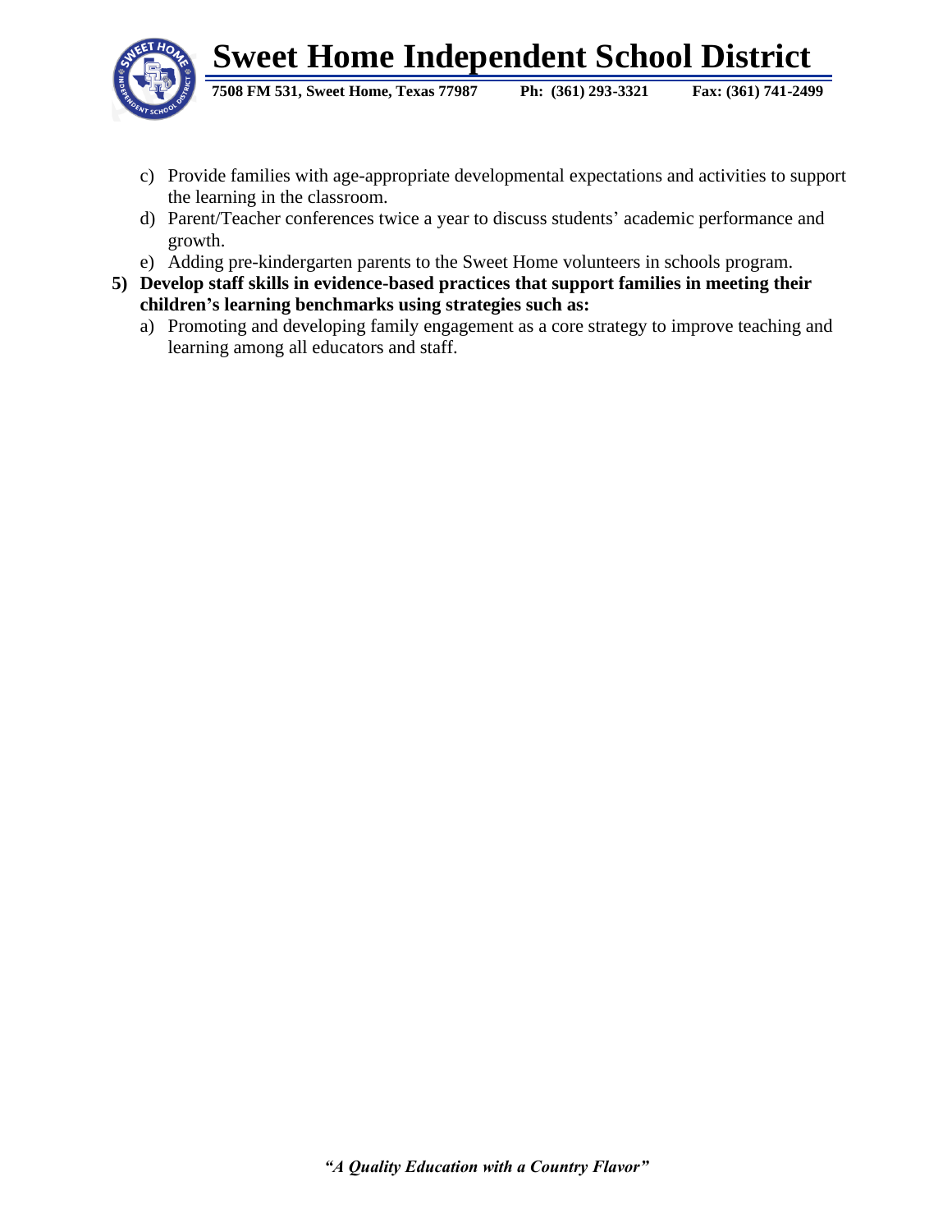c) Provide families with age-appropriate developmental expectations and activities to support the learning in the classroom.

d) Parent/Teacher conferences twice a year to discuss students' academic performance and growth.

e) Adding pre-kindergarten parents to the Sweet Home volunteers in schools program.

**5) Develop staff skills in evidence-based practices that support families in meeting their children's learning benchmarks using strategies such as:**

a) Promoting and developing family engagement as a core strategy to improve teaching and learning among all educators and staff.